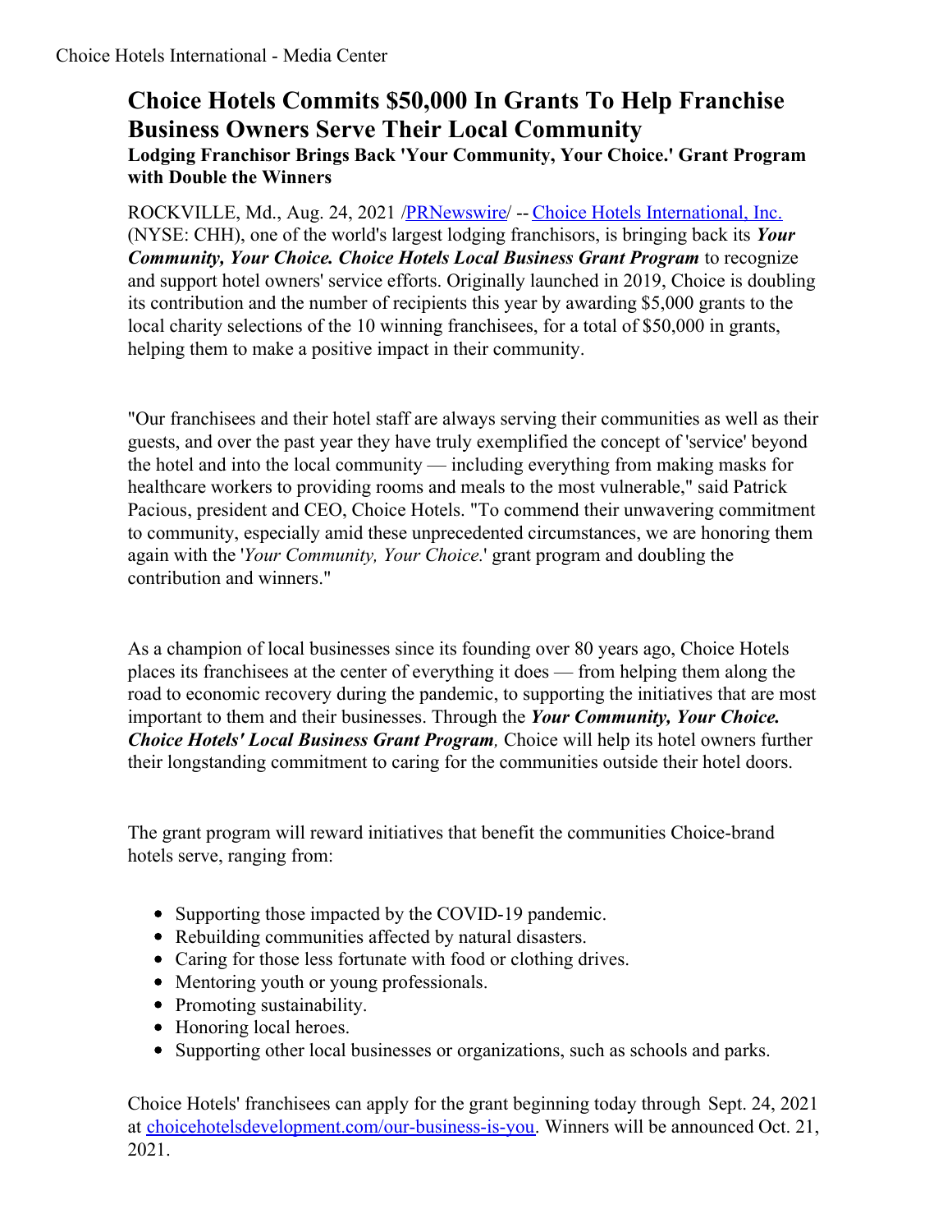Choice Hotels International - Media Center

# Choice Hotels Commits $50,000 In Grants To Help Franchise Business Owners Serve Their Local Community

## Lodging Franchisor Brings Back 'Your Community, Your Choice.' Grant Program with Double the Winners

ROCKVILLE, Md., Aug. 24, 2021 /PRNewswire/ -- Choice Hotels International, Inc. (NYSE: CHH), one of the world's largest lodging franchisors, is bringing back its ***Your Community, Your Choice. Choice Hotels Local Business Grant Program*** to recognize and support hotel owners' service efforts. Originally launched in 2019, Choice is doubling its contribution and the number of recipients this year by awarding $5,000 grants to the local charity selections of the 10 winning franchisees, for a total of $50,000 in grants, helping them to make a positive impact in their community.

"Our franchisees and their hotel staff are always serving their communities as well as their guests, and over the past year they have truly exemplified the concept of 'service' beyond the hotel and into the local community — including everything from making masks for healthcare workers to providing rooms and meals to the most vulnerable," said Patrick Pacious, president and CEO, Choice Hotels. "To commend their unwavering commitment to community, especially amid these unprecedented circumstances, we are honoring them again with the '*Your Community, Your Choice.*' grant program and doubling the contribution and winners."

As a champion of local businesses since its founding over 80 years ago, Choice Hotels places its franchisees at the center of everything it does — from helping them along the road to economic recovery during the pandemic, to supporting the initiatives that are most important to them and their businesses. Through the ***Your Community, Your Choice. Choice Hotels' Local Business Grant Program**,* Choice will help its hotel owners further their longstanding commitment to caring for the communities outside their hotel doors.

The grant program will reward initiatives that benefit the communities Choice-brand hotels serve, ranging from:

- Supporting those impacted by the COVID-19 pandemic.
- Rebuilding communities affected by natural disasters.
- Caring for those less fortunate with food or clothing drives.
- Mentoring youth or young professionals.
- Promoting sustainability.
- Honoring local heroes.
- Supporting other local businesses or organizations, such as schools and parks.

Choice Hotels' franchisees can apply for the grant beginning today through Sept. 24, 2021 at choicehotelsdevelopment.com/our-business-is-you. Winners will be announced Oct. 21, 2021.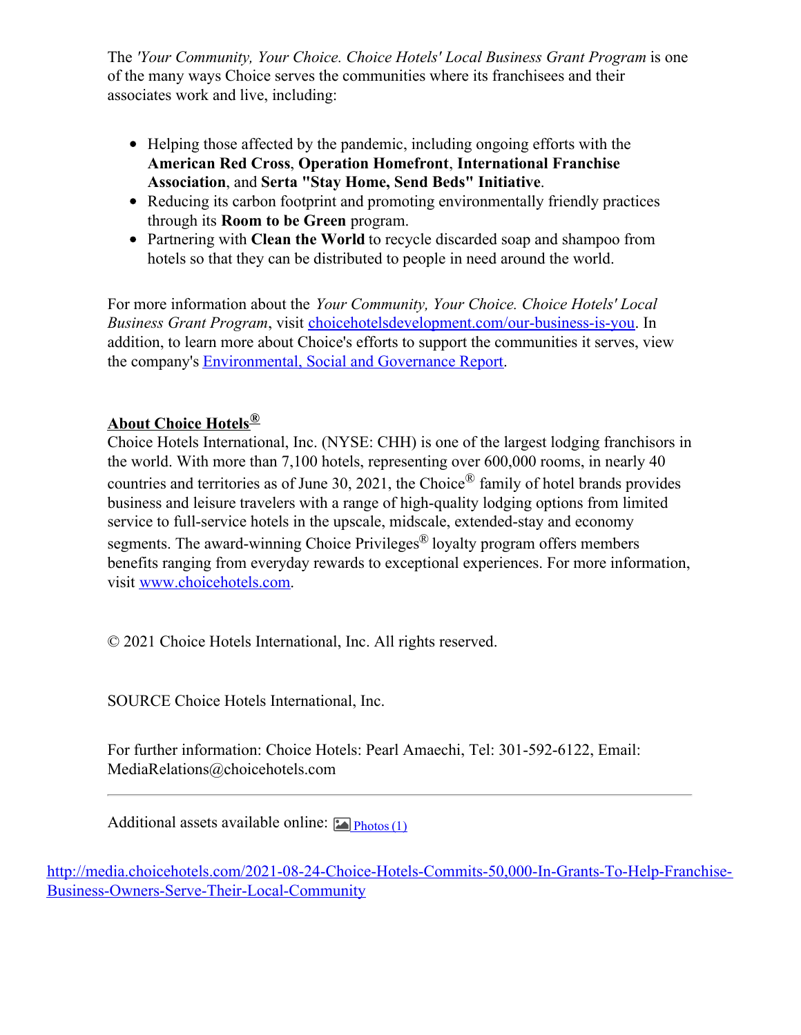The *'Your Community, Your Choice. Choice Hotels' Local Business Grant Program* is one of the many ways Choice serves the communities where its franchisees and their associates work and live, including:

- Helping those affected by the pandemic, including ongoing efforts with the **American Red Cross**, **Operation Homefront**, **International Franchise Association**, and **Serta "Stay Home, Send Beds" Initiative**.
- Reducing its carbon footprint and promoting environmentally friendly practices through its **Room to be Green** program.
- Partnering with **Clean the World** to recycle discarded soap and shampoo from hotels so that they can be distributed to people in need around the world.

For more information about the *Your Community, Your Choice. Choice Hotels' Local Business Grant Program*, visit [choicehotelsdevelopment.com/our-business-is-you](choicehotelsdevelopment.com/our-business-is-you). In addition, to learn more about Choice's efforts to support the communities it serves, view the company's [Environmental, Social and Governance Report](#).

**About Choice Hotels®**

Choice Hotels International, Inc. (NYSE: CHH) is one of the largest lodging franchisors in the world. With more than 7,100 hotels, representing over 600,000 rooms, in nearly 40 countries and territories as of June 30, 2021, the Choice® family of hotel brands provides business and leisure travelers with a range of high-quality lodging options from limited service to full-service hotels in the upscale, midscale, extended-stay and economy segments. The award-winning Choice Privileges® loyalty program offers members benefits ranging from everyday rewards to exceptional experiences. For more information, visit [www.choicehotels.com](www.choicehotels.com).

© 2021 Choice Hotels International, Inc. All rights reserved.

SOURCE Choice Hotels International, Inc.

For further information: Choice Hotels: Pearl Amaechi, Tel: 301-592-6122, Email: MediaRelations@choicehotels.com

---

Additional assets available online: Photos (1)

http://media.choicehotels.com/2021-08-24-Choice-Hotels-Commits-50,000-In-Grants-To-Help-Franchise-Business-Owners-Serve-Their-Local-Community